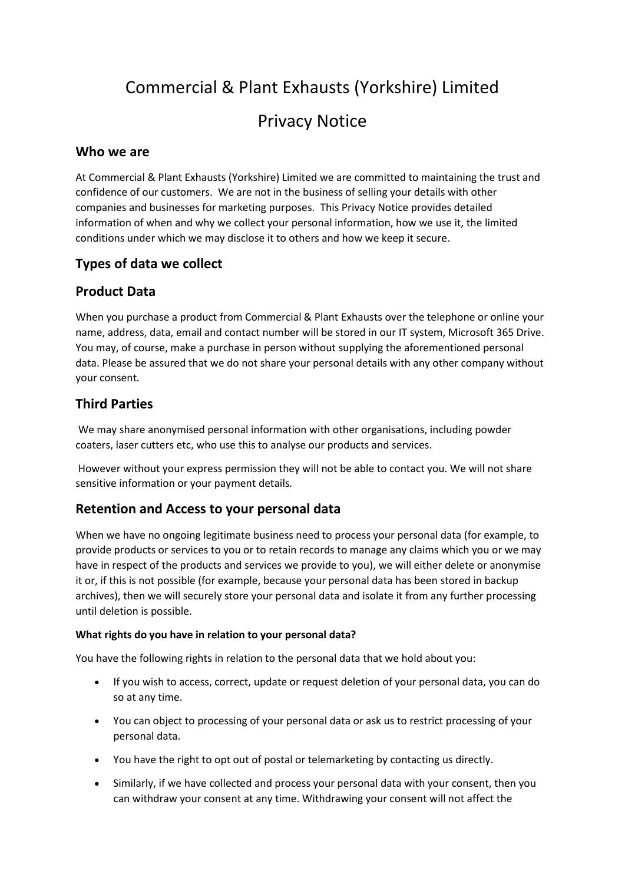# Commercial & Plant Exhausts (Yorkshire) Limited

# Privacy Notice

## Who we are

At Commercial & Plant Exhausts (Yorkshire) Limited we are committed to maintaining the trust and confidence of our customers. We are not in the business of selling your details with other companies and businesses for marketing purposes. This Privacy Notice provides detailed information of when and why we collect your personal information, how we use it, the limited conditions under which we may disclose it to others and how we keep it secure.

## Types of data we collect

## Product Data

When you purchase a product from Commercial & Plant Exhausts over the telephone or online your name, address, data, email and contact number will be stored in our IT system, Microsoft 365 Drive. You may, of course, make a purchase in person without supplying the aforementioned personal data. Please be assured that we do not share your personal details with any other company without your consent.

## Third Parties

We may share anonymised personal information with other organisations, including powder coaters, laser cutters etc, who use this to analyse our products and services.

However without your express permission they will not be able to contact you. We will not share sensitive information or your payment details.

## Retention and Access to your personal data

When we have no ongoing legitimate business need to process your personal data (for example, to provide products or services to you or to retain records to manage any claims which you or we may have in respect of the products and services we provide to you), we will either delete or anonymise it or, if this is not possible (for example, because your personal data has been stored in backup archives), then we will securely store your personal data and isolate it from any further processing until deletion is possible.

#### What rights do you have in relation to your personal data?

You have the following rights in relation to the personal data that we hold about you:

- If you wish to access, correct, update or request deletion of your personal data, you can do so at any time.
- You can object to processing of your personal data or ask us to restrict processing of your personal data.
- You have the right to opt out of postal or telemarketing by contacting us directly.
- Similarly, if we have collected and process your personal data with your consent, then you can withdraw your consent at any time. Withdrawing your consent will not affect the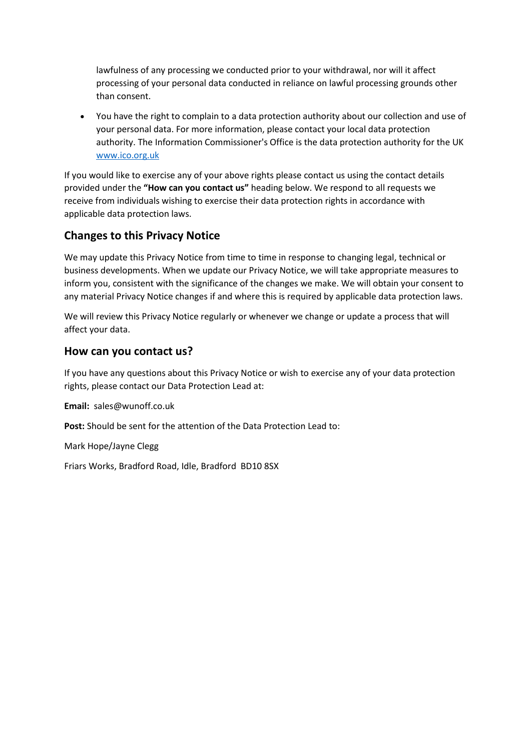lawfulness of any processing we conducted prior to your withdrawal, nor will it affect processing of your personal data conducted in reliance on lawful processing grounds other than consent.

- You have the right to complain to a data protection authority about our collection and use of your personal data. For more information, please contact your local data protection authority. The Information Commissioner's Office is the data protection authority for the UK [www.ico.org.uk](http://www.ico.org.uk)

If you would like to exercise any of your above rights please contact us using the contact details provided under the **"How can you contact us"** heading below. We respond to all requests we receive from individuals wishing to exercise their data protection rights in accordance with applicable data protection laws.

## Changes to this Privacy Notice

We may update this Privacy Notice from time to time in response to changing legal, technical or business developments. When we update our Privacy Notice, we will take appropriate measures to inform you, consistent with the significance of the changes we make. We will obtain your consent to any material Privacy Notice changes if and where this is required by applicable data protection laws.

We will review this Privacy Notice regularly or whenever we change or update a process that will affect your data.

## How can you contact us?

If you have any questions about this Privacy Notice or wish to exercise any of your data protection rights, please contact our Data Protection Lead at:

**Email:** sales@wunoff.co.uk

**Post:** Should be sent for the attention of the Data Protection Lead to:

Mark Hope/Jayne Clegg

Friars Works, Bradford Road, Idle, Bradford BD10 8SX